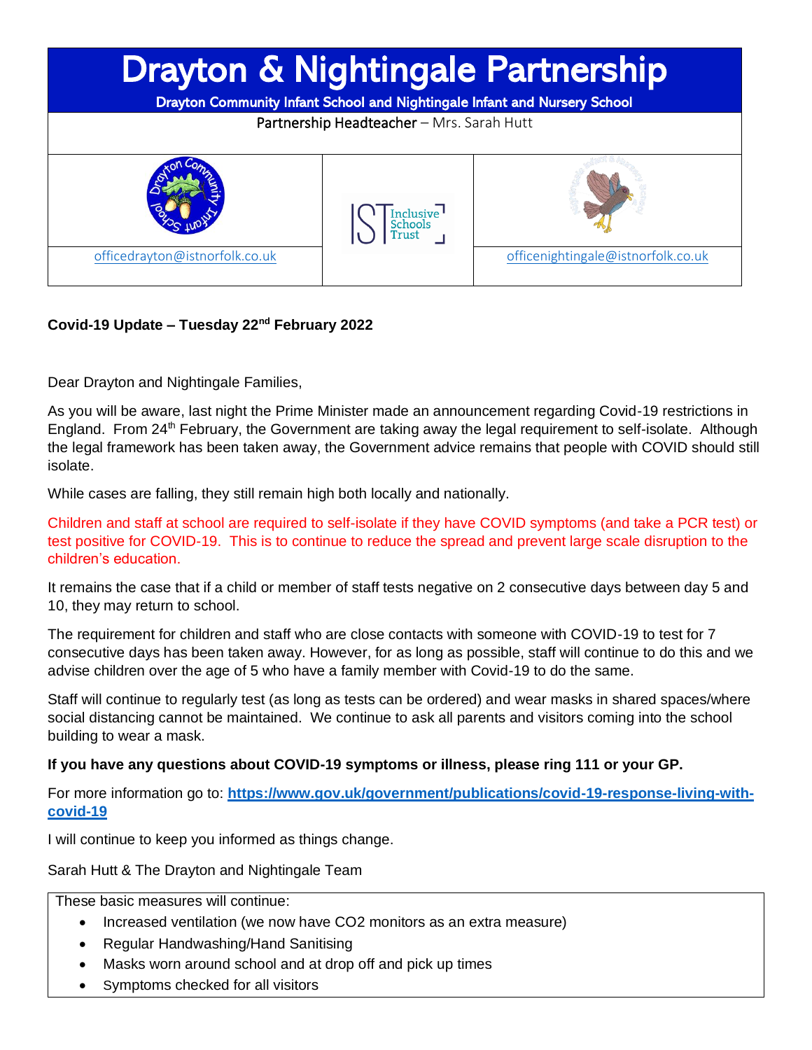# Drayton & Nightingale Partnership

**Drayton Community Infant School and Nightingale Infant and Nursery School**

Partnership Headteacher – Mrs. Sarah Hutt

| officedrayton@istnorfolk.co.uk | Inclusive Schools Trust | officenightingale@istnorfolk.co.uk |
|---|---|---|

**Covid-19 Update – Tuesday 22nd February 2022**

Dear Drayton and Nightingale Families,

As you will be aware, last night the Prime Minister made an announcement regarding Covid-19 restrictions in England. From 24th February, the Government are taking away the legal requirement to self-isolate. Although the legal framework has been taken away, the Government advice remains that people with COVID should still isolate.

While cases are falling, they still remain high both locally and nationally.

Children and staff at school are required to self-isolate if they have COVID symptoms (and take a PCR test) or test positive for COVID-19. This is to continue to reduce the spread and prevent large scale disruption to the children's education.

It remains the case that if a child or member of staff tests negative on 2 consecutive days between day 5 and 10, they may return to school.

The requirement for children and staff who are close contacts with someone with COVID-19 to test for 7 consecutive days has been taken away. However, for as long as possible, staff will continue to do this and we advise children over the age of 5 who have a family member with Covid-19 to do the same.

Staff will continue to regularly test (as long as tests can be ordered) and wear masks in shared spaces/where social distancing cannot be maintained. We continue to ask all parents and visitors coming into the school building to wear a mask.

**If you have any questions about COVID-19 symptoms or illness, please ring 111 or your GP.**

For more information go to: **https://www.gov.uk/government/publications/covid-19-response-living-with-covid-19**

I will continue to keep you informed as things change.

Sarah Hutt & The Drayton and Nightingale Team

These basic measures will continue:

- Increased ventilation (we now have CO2 monitors as an extra measure)
- Regular Handwashing/Hand Sanitising
- Masks worn around school and at drop off and pick up times
- Symptoms checked for all visitors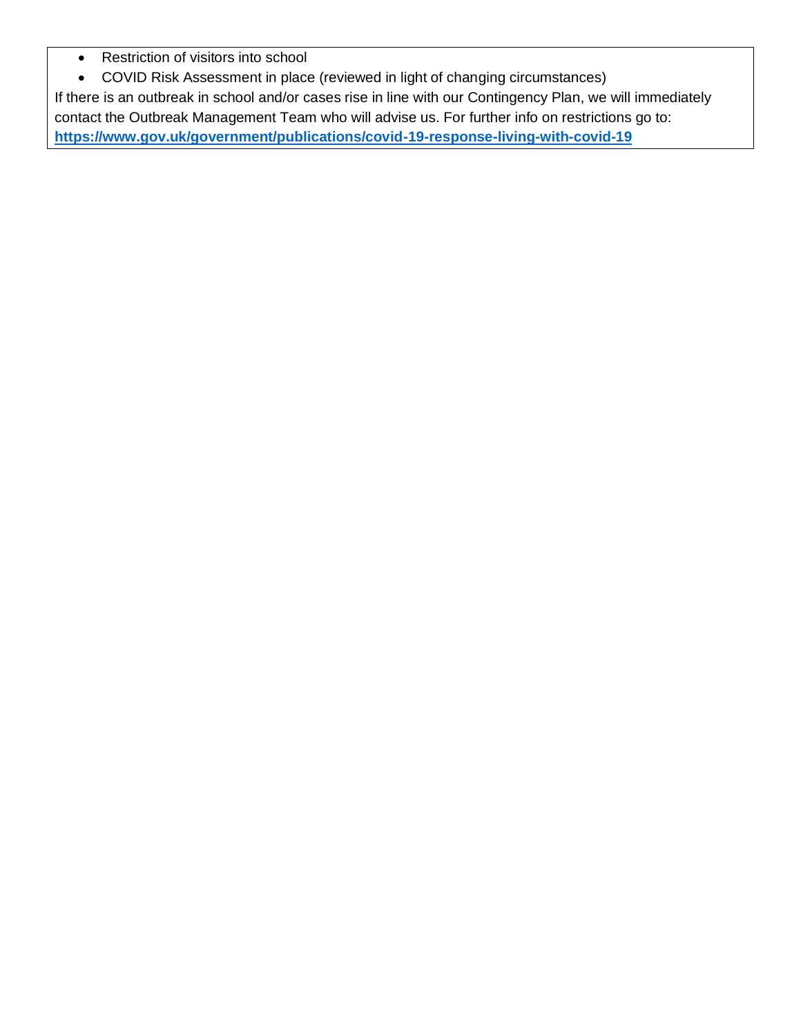- Restriction of visitors into school
- COVID Risk Assessment in place (reviewed in light of changing circumstances)

If there is an outbreak in school and/or cases rise in line with our Contingency Plan, we will immediately contact the Outbreak Management Team who will advise us. For further info on restrictions go to: **https://www.gov.uk/government/publications/covid-19-response-living-with-covid-19**